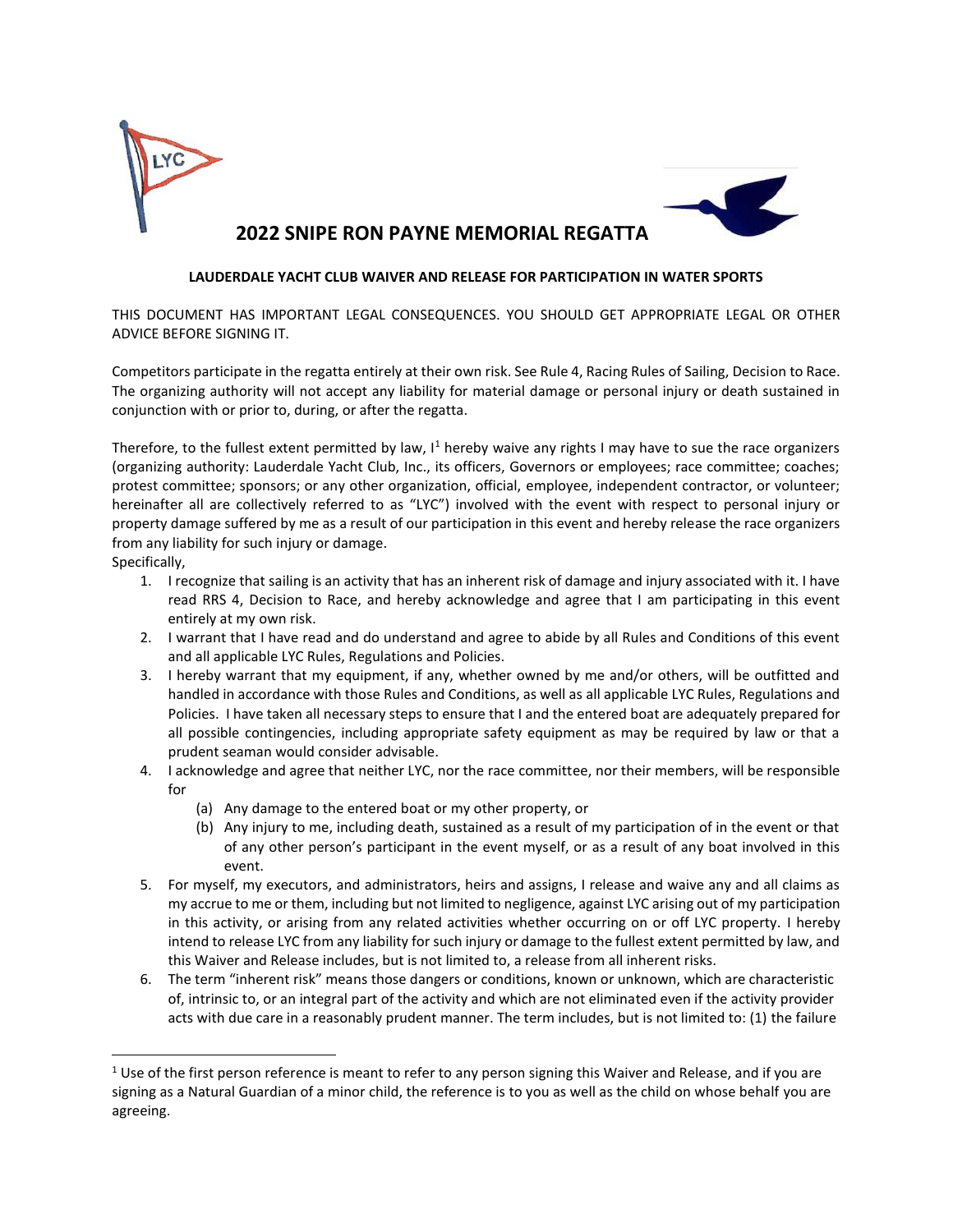# 2022 SNIPE RON PAYNE MEMORIAL REGATTA

**LAUDERDALE YACHT CLUB WAIVER AND RELEASE FOR PARTICIPATION IN WATER SPORTS**

THIS DOCUMENT HAS IMPORTANT LEGAL CONSEQUENCES. YOU SHOULD GET APPROPRIATE LEGAL OR OTHER ADVICE BEFORE SIGNING IT.

Competitors participate in the regatta entirely at their own risk. See Rule 4, Racing Rules of Sailing, Decision to Race. The organizing authority will not accept any liability for material damage or personal injury or death sustained in conjunction with or prior to, during, or after the regatta.

Therefore, to the fullest extent permitted by law, I[1] hereby waive any rights I may have to sue the race organizers (organizing authority: Lauderdale Yacht Club, Inc., its officers, Governors or employees; race committee; coaches; protest committee; sponsors; or any other organization, official, employee, independent contractor, or volunteer; hereinafter all are collectively referred to as "LYC") involved with the event with respect to personal injury or property damage suffered by me as a result of our participation in this event and hereby release the race organizers from any liability for such injury or damage.

Specifically,

1. I recognize that sailing is an activity that has an inherent risk of damage and injury associated with it. I have read RRS 4, Decision to Race, and hereby acknowledge and agree that I am participating in this event entirely at my own risk.
2. I warrant that I have read and do understand and agree to abide by all Rules and Conditions of this event and all applicable LYC Rules, Regulations and Policies.
3. I hereby warrant that my equipment, if any, whether owned by me and/or others, will be outfitted and handled in accordance with those Rules and Conditions, as well as all applicable LYC Rules, Regulations and Policies. I have taken all necessary steps to ensure that I and the entered boat are adequately prepared for all possible contingencies, including appropriate safety equipment as may be required by law or that a prudent seaman would consider advisable.
4. I acknowledge and agree that neither LYC, nor the race committee, nor their members, will be responsible for
   (a) Any damage to the entered boat or my other property, or
   (b) Any injury to me, including death, sustained as a result of my participation of in the event or that of any other person's participant in the event myself, or as a result of any boat involved in this event.
5. For myself, my executors, and administrators, heirs and assigns, I release and waive any and all claims as my accrue to me or them, including but not limited to negligence, against LYC arising out of my participation in this activity, or arising from any related activities whether occurring on or off LYC property. I hereby intend to release LYC from any liability for such injury or damage to the fullest extent permitted by law, and this Waiver and Release includes, but is not limited to, a release from all inherent risks.
6. The term "inherent risk" means those dangers or conditions, known or unknown, which are characteristic of, intrinsic to, or an integral part of the activity and which are not eliminated even if the activity provider acts with due care in a reasonably prudent manner. The term includes, but is not limited to: (1) the failure

[1] Use of the first person reference is meant to refer to any person signing this Waiver and Release, and if you are signing as a Natural Guardian of a minor child, the reference is to you as well as the child on whose behalf you are agreeing.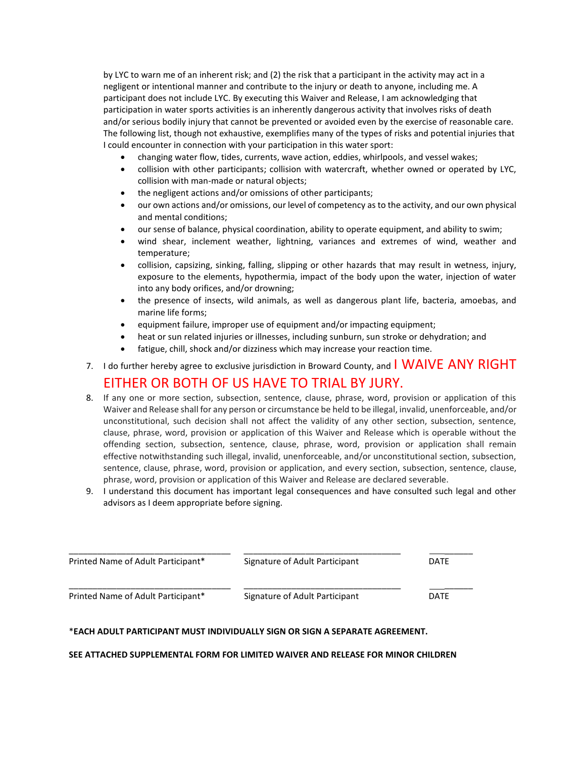by LYC to warn me of an inherent risk; and (2) the risk that a participant in the activity may act in a negligent or intentional manner and contribute to the injury or death to anyone, including me. A participant does not include LYC. By executing this Waiver and Release, I am acknowledging that participation in water sports activities is an inherently dangerous activity that involves risks of death and/or serious bodily injury that cannot be prevented or avoided even by the exercise of reasonable care. The following list, though not exhaustive, exemplifies many of the types of risks and potential injuries that I could encounter in connection with your participation in this water sport:

- changing water flow, tides, currents, wave action, eddies, whirlpools, and vessel wakes;
- collision with other participants; collision with watercraft, whether owned or operated by LYC, collision with man-made or natural objects;
- the negligent actions and/or omissions of other participants;
- our own actions and/or omissions, our level of competency as to the activity, and our own physical and mental conditions;
- our sense of balance, physical coordination, ability to operate equipment, and ability to swim;
- wind shear, inclement weather, lightning, variances and extremes of wind, weather and temperature;
- collision, capsizing, sinking, falling, slipping or other hazards that may result in wetness, injury, exposure to the elements, hypothermia, impact of the body upon the water, injection of water into any body orifices, and/or drowning;
- the presence of insects, wild animals, as well as dangerous plant life, bacteria, amoebas, and marine life forms;
- equipment failure, improper use of equipment and/or impacting equipment;
- heat or sun related injuries or illnesses, including sunburn, sun stroke or dehydration; and
- fatigue, chill, shock and/or dizziness which may increase your reaction time.

7. I do further hereby agree to exclusive jurisdiction in Broward County, and I WAIVE ANY RIGHT EITHER OR BOTH OF US HAVE TO TRIAL BY JURY.
8. If any one or more section, subsection, sentence, clause, phrase, word, provision or application of this Waiver and Release shall for any person or circumstance be held to be illegal, invalid, unenforceable, and/or unconstitutional, such decision shall not affect the validity of any other section, subsection, sentence, clause, phrase, word, provision or application of this Waiver and Release which is operable without the offending section, subsection, sentence, clause, phrase, word, provision or application shall remain effective notwithstanding such illegal, invalid, unenforceable, and/or unconstitutional section, subsection, sentence, clause, phrase, word, provision or application, and every section, subsection, sentence, clause, phrase, word, provision or application of this Waiver and Release are declared severable.
9. I understand this document has important legal consequences and have consulted such legal and other advisors as I deem appropriate before signing.

___________________________________ ___________________________________ __________
Printed Name of Adult Participant* Signature of Adult Participant DATE

___________________________________ ___________________________________ __________
Printed Name of Adult Participant* Signature of Adult Participant DATE

*__EACH ADULT PARTICIPANT MUST INDIVIDUALLY SIGN OR SIGN A SEPARATE AGREEMENT.__

**SEE ATTACHED SUPPLEMENTAL FORM FOR LIMITED WAIVER AND RELEASE FOR MINOR CHILDREN**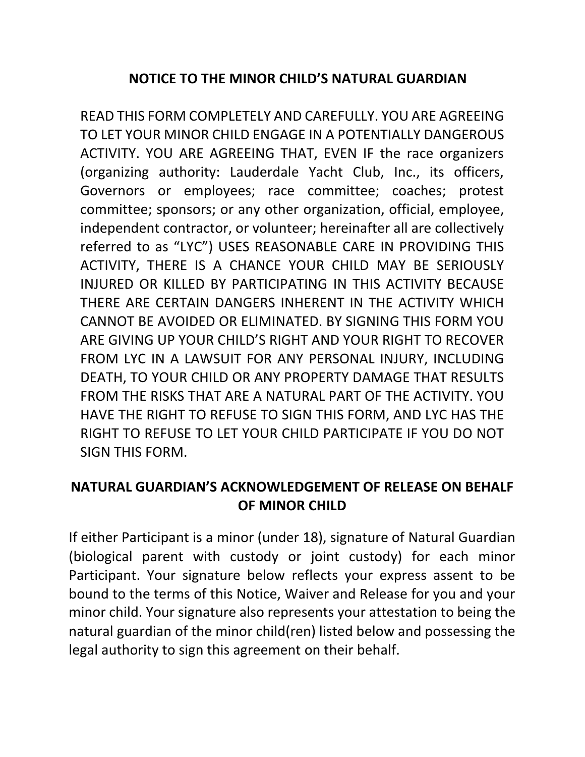## NOTICE TO THE MINOR CHILD'S NATURAL GUARDIAN

READ THIS FORM COMPLETELY AND CAREFULLY. YOU ARE AGREEING TO LET YOUR MINOR CHILD ENGAGE IN A POTENTIALLY DANGEROUS ACTIVITY. YOU ARE AGREEING THAT, EVEN IF the race organizers (organizing authority: Lauderdale Yacht Club, Inc., its officers, Governors or employees; race committee; coaches; protest committee; sponsors; or any other organization, official, employee, independent contractor, or volunteer; hereinafter all are collectively referred to as "LYC") USES REASONABLE CARE IN PROVIDING THIS ACTIVITY, THERE IS A CHANCE YOUR CHILD MAY BE SERIOUSLY INJURED OR KILLED BY PARTICIPATING IN THIS ACTIVITY BECAUSE THERE ARE CERTAIN DANGERS INHERENT IN THE ACTIVITY WHICH CANNOT BE AVOIDED OR ELIMINATED. BY SIGNING THIS FORM YOU ARE GIVING UP YOUR CHILD'S RIGHT AND YOUR RIGHT TO RECOVER FROM LYC IN A LAWSUIT FOR ANY PERSONAL INJURY, INCLUDING DEATH, TO YOUR CHILD OR ANY PROPERTY DAMAGE THAT RESULTS FROM THE RISKS THAT ARE A NATURAL PART OF THE ACTIVITY. YOU HAVE THE RIGHT TO REFUSE TO SIGN THIS FORM, AND LYC HAS THE RIGHT TO REFUSE TO LET YOUR CHILD PARTICIPATE IF YOU DO NOT SIGN THIS FORM.

## NATURAL GUARDIAN'S ACKNOWLEDGEMENT OF RELEASE ON BEHALF OF MINOR CHILD

If either Participant is a minor (under 18), signature of Natural Guardian (biological parent with custody or joint custody) for each minor Participant. Your signature below reflects your express assent to be bound to the terms of this Notice, Waiver and Release for you and your minor child. Your signature also represents your attestation to being the natural guardian of the minor child(ren) listed below and possessing the legal authority to sign this agreement on their behalf.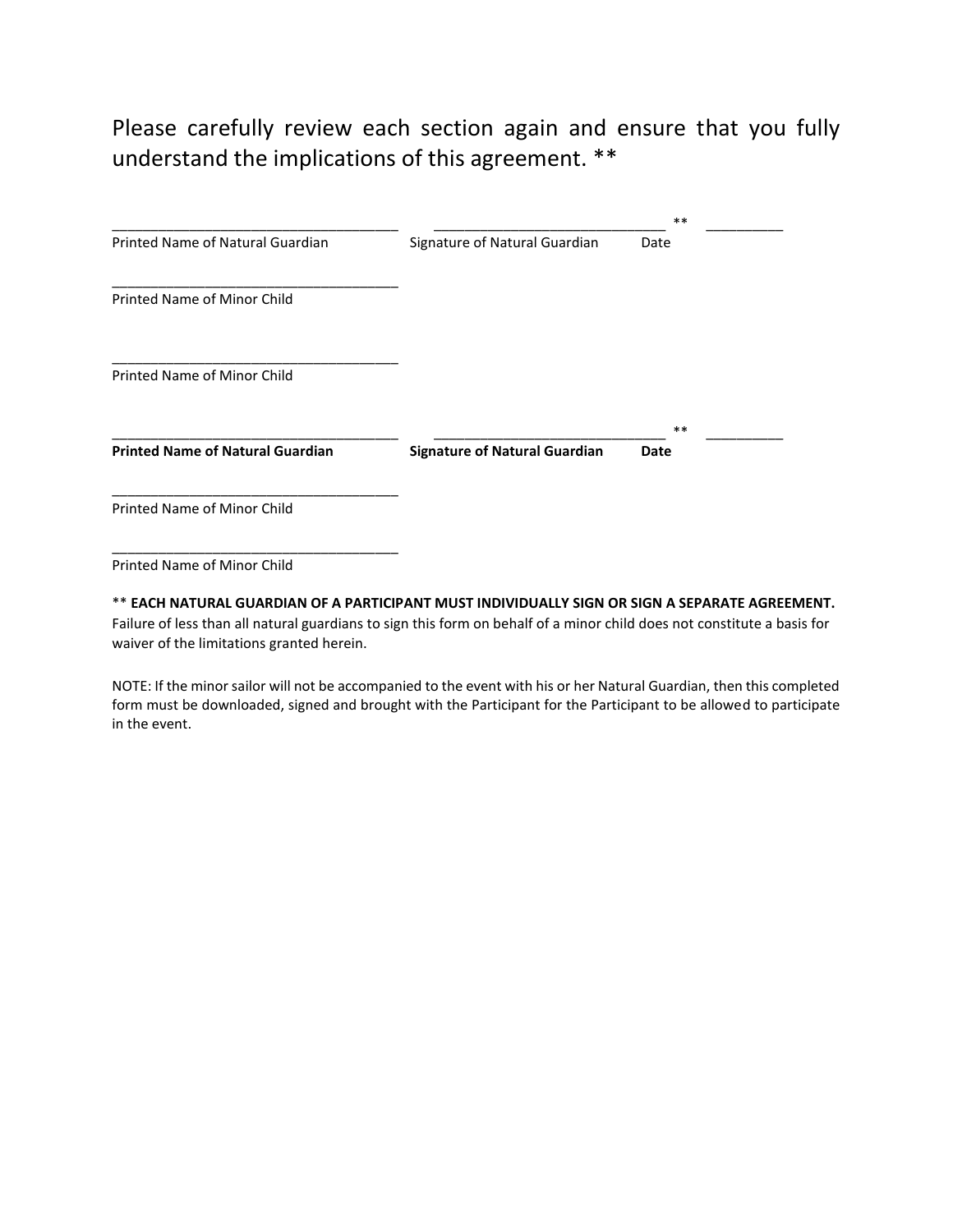Please carefully review each section again and ensure that you fully understand the implications of this agreement. **

_____________________________________ _____________________________ ** __________
Printed Name of Natural Guardian Signature of Natural Guardian Date

_____________________________________
Printed Name of Minor Child

_____________________________________
Printed Name of Minor Child

_____________________________________ _____________________________ ** __________
**Printed Name of Natural Guardian Signature of Natural Guardian Date**

_____________________________________
Printed Name of Minor Child

_____________________________________
Printed Name of Minor Child

** **EACH NATURAL GUARDIAN OF A PARTICIPANT MUST INDIVIDUALLY SIGN OR SIGN A SEPARATE AGREEMENT.** Failure of less than all natural guardians to sign this form on behalf of a minor child does not constitute a basis for waiver of the limitations granted herein.

NOTE: If the minor sailor will not be accompanied to the event with his or her Natural Guardian, then this completed form must be downloaded, signed and brought with the Participant for the Participant to be allowed to participate in the event.